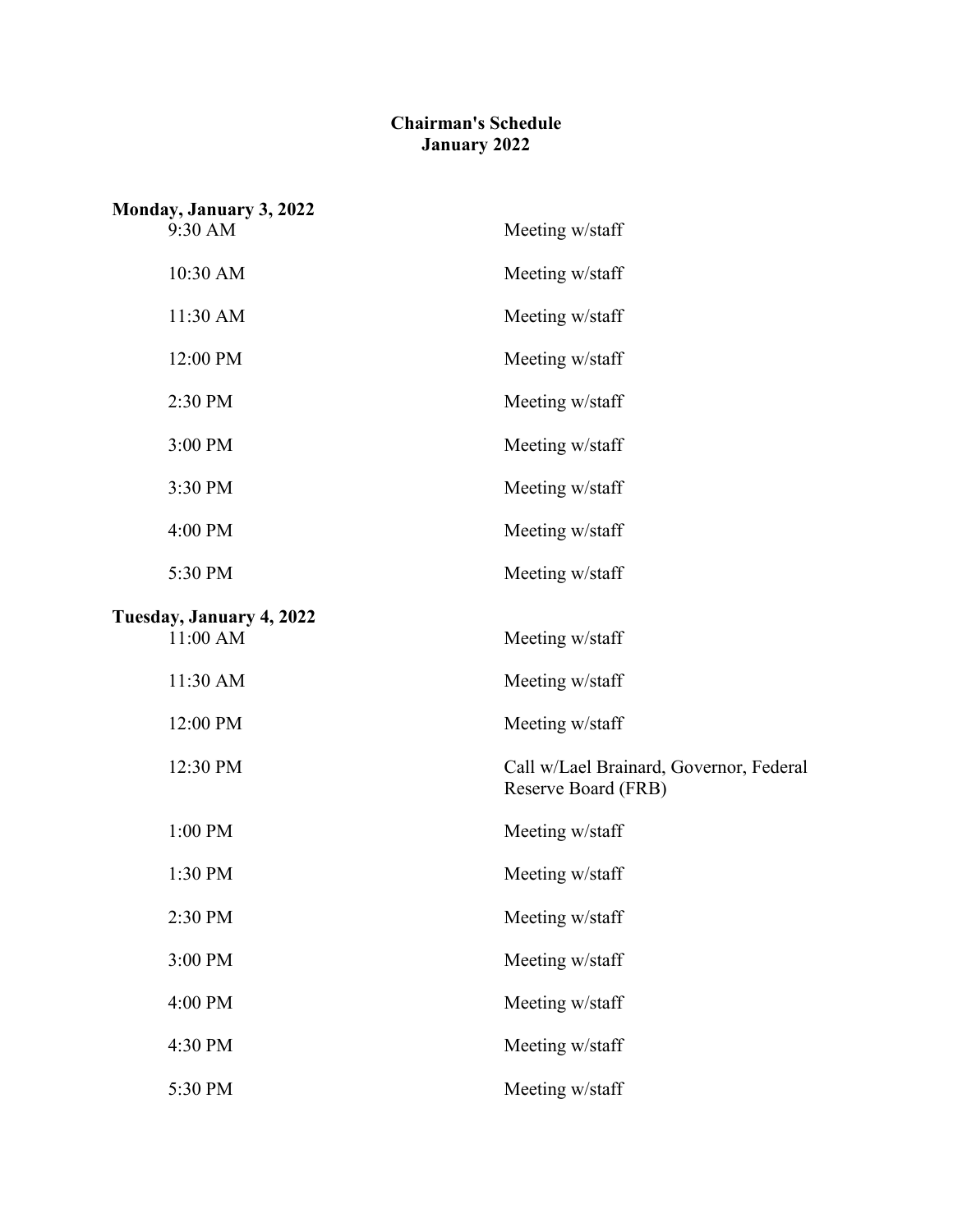# Chairman's Schedule
## January 2022

**Monday, January 3, 2022**

| | |
|---|---|
| 9:30 AM | Meeting w/staff |
| 10:30 AM | Meeting w/staff |
| 11:30 AM | Meeting w/staff |
| 12:00 PM | Meeting w/staff |
| 2:30 PM | Meeting w/staff |
| 3:00 PM | Meeting w/staff |
| 3:30 PM | Meeting w/staff |
| 4:00 PM | Meeting w/staff |
| 5:30 PM | Meeting w/staff |

**Tuesday, January 4, 2022**

| | |
|---|---|
| 11:00 AM | Meeting w/staff |
| 11:30 AM | Meeting w/staff |
| 12:00 PM | Meeting w/staff |
| 12:30 PM | Call w/Lael Brainard, Governor, Federal Reserve Board (FRB) |
| 1:00 PM | Meeting w/staff |
| 1:30 PM | Meeting w/staff |
| 2:30 PM | Meeting w/staff |
| 3:00 PM | Meeting w/staff |
| 4:00 PM | Meeting w/staff |
| 4:30 PM | Meeting w/staff |
| 5:30 PM | Meeting w/staff |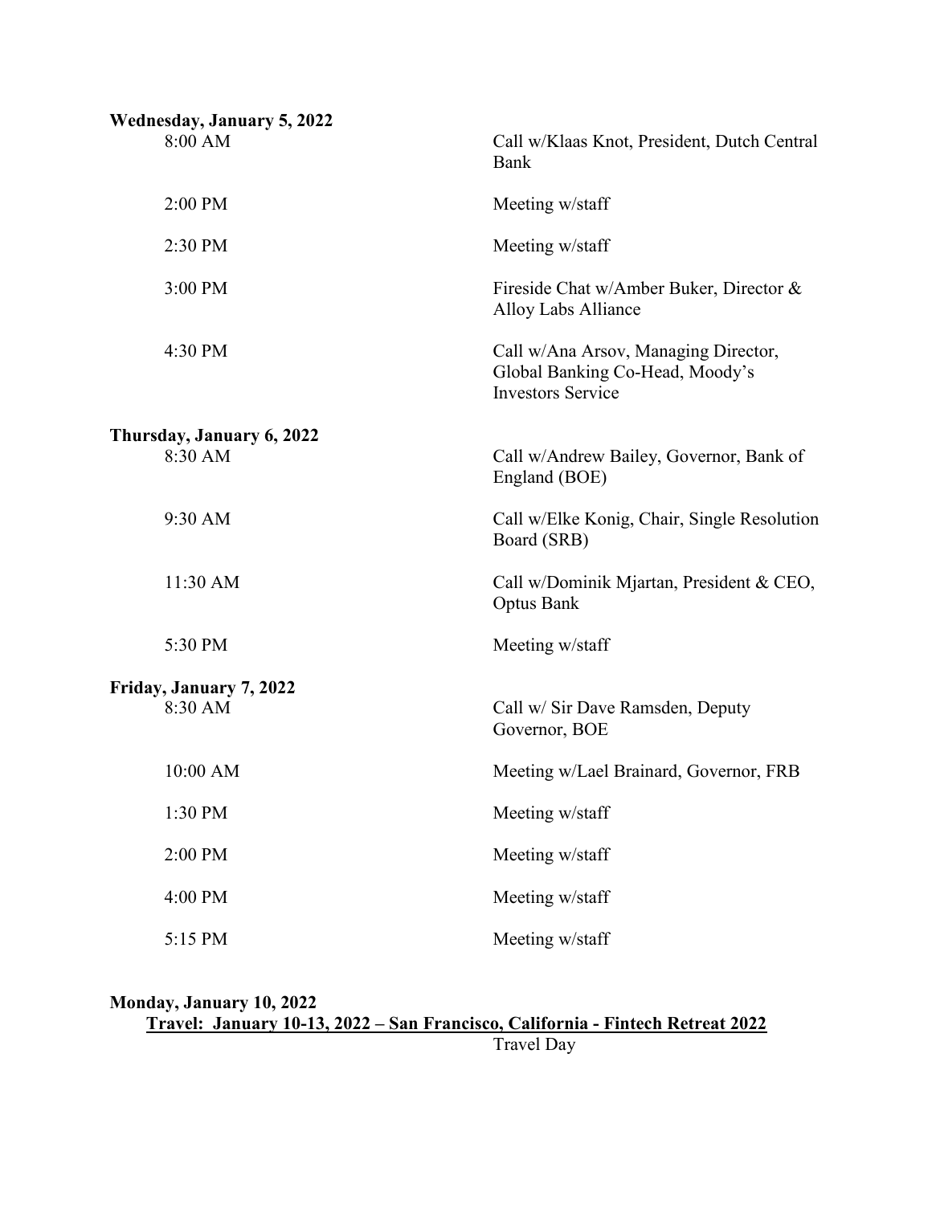**Wednesday, January 5, 2022**

| | |
|---|---|
| 8:00 AM | Call w/Klaas Knot, President, Dutch Central Bank |
| 2:00 PM | Meeting w/staff |
| 2:30 PM | Meeting w/staff |
| 3:00 PM | Fireside Chat w/Amber Buker, Director & Alloy Labs Alliance |
| 4:30 PM | Call w/Ana Arsov, Managing Director, Global Banking Co-Head, Moody's Investors Service |

**Thursday, January 6, 2022**

| | |
|---|---|
| 8:30 AM | Call w/Andrew Bailey, Governor, Bank of England (BOE) |
| 9:30 AM | Call w/Elke Konig, Chair, Single Resolution Board (SRB) |
| 11:30 AM | Call w/Dominik Mjartan, President & CEO, Optus Bank |
| 5:30 PM | Meeting w/staff |

**Friday, January 7, 2022**

| | |
|---|---|
| 8:30 AM | Call w/ Sir Dave Ramsden, Deputy Governor, BOE |
| 10:00 AM | Meeting w/Lael Brainard, Governor, FRB |
| 1:30 PM | Meeting w/staff |
| 2:00 PM | Meeting w/staff |
| 4:00 PM | Meeting w/staff |
| 5:15 PM | Meeting w/staff |

**Monday, January 10, 2022**

**Travel: January 10-13, 2022 – San Francisco, California - Fintech Retreat 2022**

Travel Day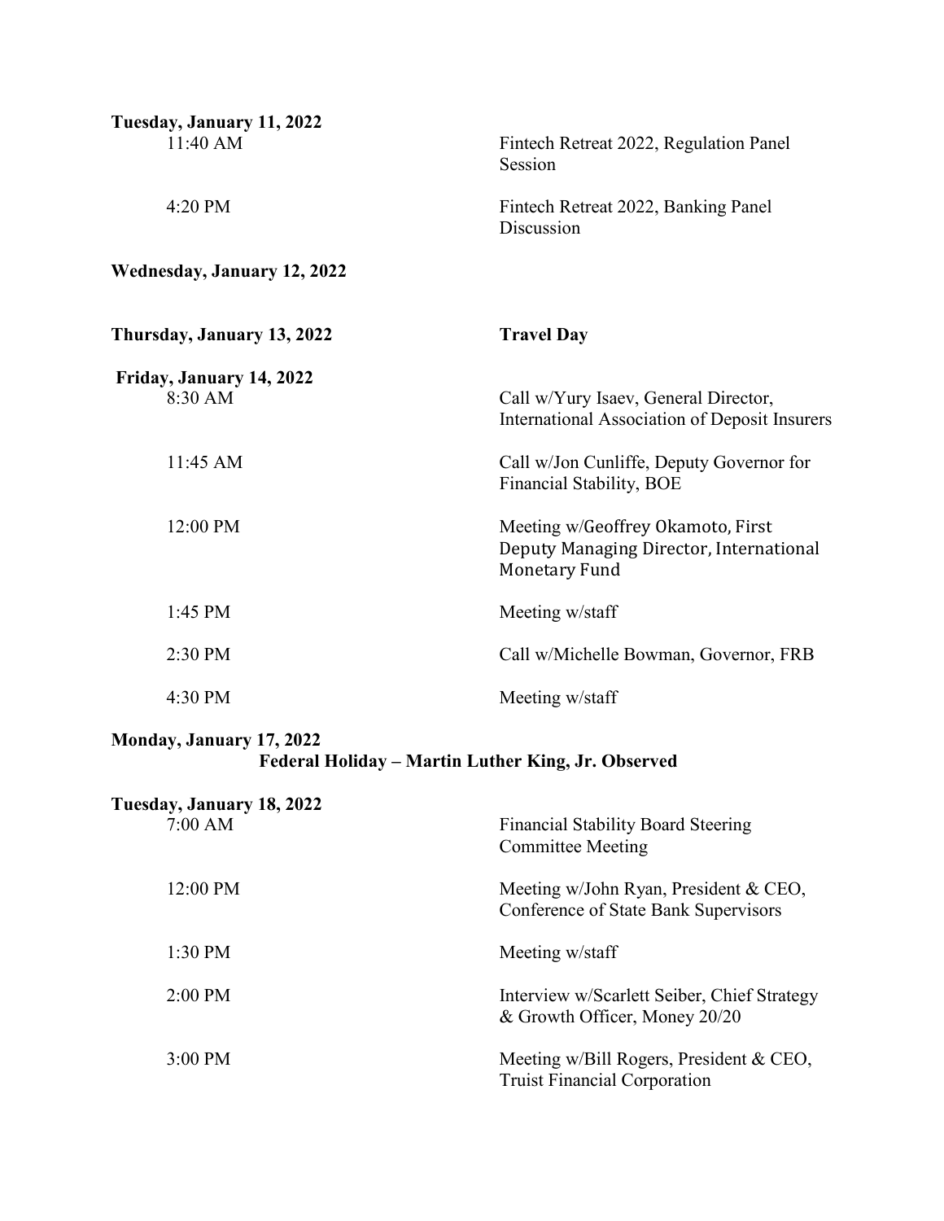**Tuesday, January 11, 2022**

| | |
|---|---|
| 11:40 AM | Fintech Retreat 2022, Regulation Panel Session |
| 4:20 PM | Fintech Retreat 2022, Banking Panel Discussion |

**Wednesday, January 12, 2022**

**Thursday, January 13, 2022** **Travel Day**

**Friday, January 14, 2022**

| | |
|---|---|
| 8:30 AM | Call w/Yury Isaev, General Director, International Association of Deposit Insurers |
| 11:45 AM | Call w/Jon Cunliffe, Deputy Governor for Financial Stability, BOE |
| 12:00 PM | Meeting w/Geoffrey Okamoto, First Deputy Managing Director, International Monetary Fund |
| 1:45 PM | Meeting w/staff |
| 2:30 PM | Call w/Michelle Bowman, Governor, FRB |
| 4:30 PM | Meeting w/staff |

**Monday, January 17, 2022**

**Federal Holiday – Martin Luther King, Jr. Observed**

**Tuesday, January 18, 2022**

| | |
|---|---|
| 7:00 AM | Financial Stability Board Steering Committee Meeting |
| 12:00 PM | Meeting w/John Ryan, President & CEO, Conference of State Bank Supervisors |
| 1:30 PM | Meeting w/staff |
| 2:00 PM | Interview w/Scarlett Seiber, Chief Strategy & Growth Officer, Money 20/20 |
| 3:00 PM | Meeting w/Bill Rogers, President & CEO, Truist Financial Corporation |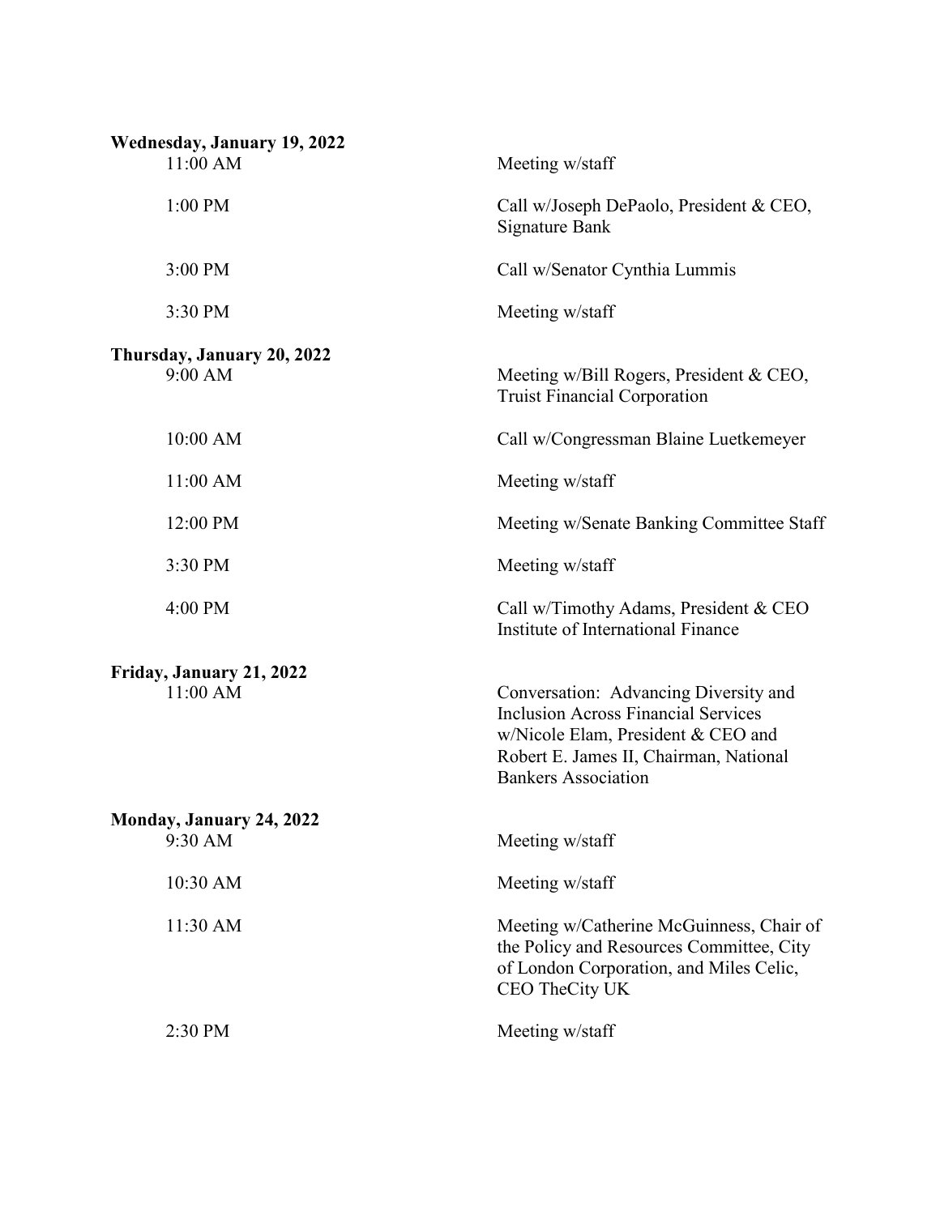**Wednesday, January 19, 2022**

| | |
|---|---|
| 11:00 AM | Meeting w/staff |
| 1:00 PM | Call w/Joseph DePaolo, President & CEO, Signature Bank |
| 3:00 PM | Call w/Senator Cynthia Lummis |
| 3:30 PM | Meeting w/staff |

**Thursday, January 20, 2022**

| | |
|---|---|
| 9:00 AM | Meeting w/Bill Rogers, President & CEO, Truist Financial Corporation |
| 10:00 AM | Call w/Congressman Blaine Luetkemeyer |
| 11:00 AM | Meeting w/staff |
| 12:00 PM | Meeting w/Senate Banking Committee Staff |
| 3:30 PM | Meeting w/staff |
| 4:00 PM | Call w/Timothy Adams, President & CEO Institute of International Finance |

**Friday, January 21, 2022**

| | |
|---|---|
| 11:00 AM | Conversation: Advancing Diversity and Inclusion Across Financial Services w/Nicole Elam, President & CEO and Robert E. James II, Chairman, National Bankers Association |

**Monday, January 24, 2022**

| | |
|---|---|
| 9:30 AM | Meeting w/staff |
| 10:30 AM | Meeting w/staff |
| 11:30 AM | Meeting w/Catherine McGuinness, Chair of the Policy and Resources Committee, City of London Corporation, and Miles Celic, CEO TheCity UK |
| 2:30 PM | Meeting w/staff |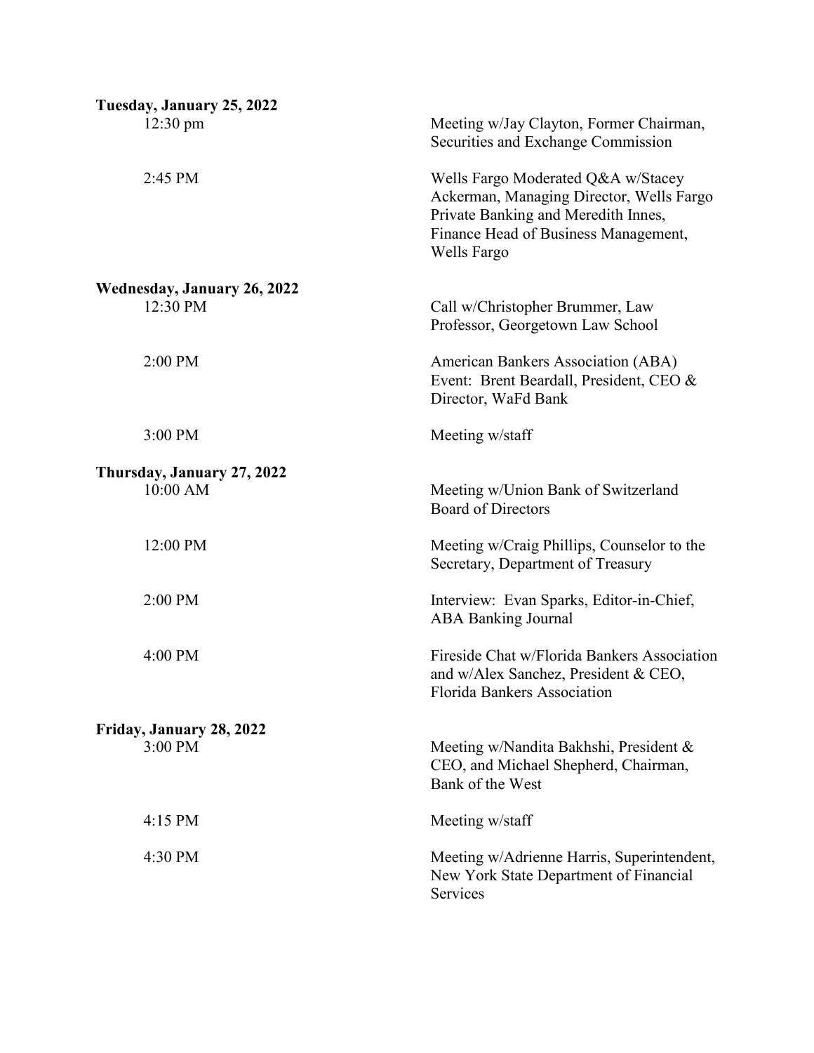**Tuesday, January 25, 2022**

| | |
|---|---|
| 12:30 pm | Meeting w/Jay Clayton, Former Chairman, Securities and Exchange Commission |
| 2:45 PM | Wells Fargo Moderated Q&A w/Stacey Ackerman, Managing Director, Wells Fargo Private Banking and Meredith Innes, Finance Head of Business Management, Wells Fargo |

**Wednesday, January 26, 2022**

| | |
|---|---|
| 12:30 PM | Call w/Christopher Brummer, Law Professor, Georgetown Law School |
| 2:00 PM | American Bankers Association (ABA) Event: Brent Beardall, President, CEO & Director, WaFd Bank |
| 3:00 PM | Meeting w/staff |

**Thursday, January 27, 2022**

| | |
|---|---|
| 10:00 AM | Meeting w/Union Bank of Switzerland Board of Directors |
| 12:00 PM | Meeting w/Craig Phillips, Counselor to the Secretary, Department of Treasury |
| 2:00 PM | Interview: Evan Sparks, Editor-in-Chief, ABA Banking Journal |
| 4:00 PM | Fireside Chat w/Florida Bankers Association and w/Alex Sanchez, President & CEO, Florida Bankers Association |

**Friday, January 28, 2022**

| | |
|---|---|
| 3:00 PM | Meeting w/Nandita Bakhshi, President & CEO, and Michael Shepherd, Chairman, Bank of the West |
| 4:15 PM | Meeting w/staff |
| 4:30 PM | Meeting w/Adrienne Harris, Superintendent, New York State Department of Financial Services |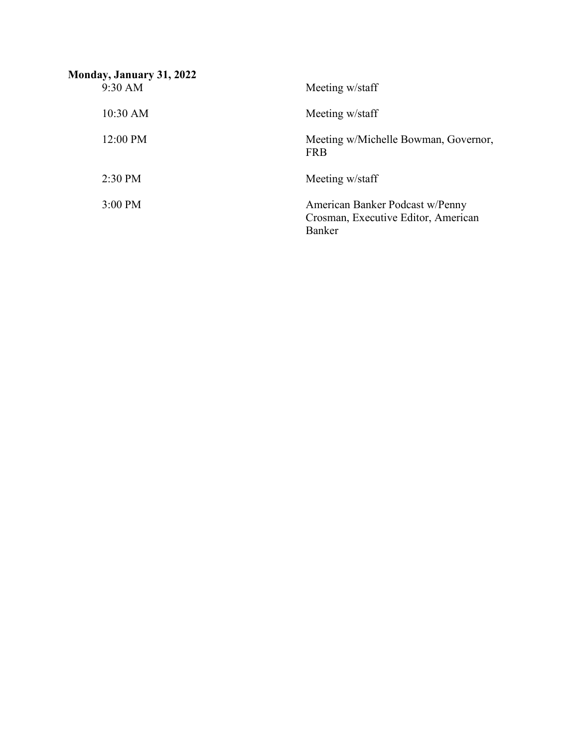**Monday, January 31, 2022**

| | |
|---|---|
| 9:30 AM | Meeting w/staff |
| 10:30 AM | Meeting w/staff |
| 12:00 PM | Meeting w/Michelle Bowman, Governor, FRB |
| 2:30 PM | Meeting w/staff |
| 3:00 PM | American Banker Podcast w/Penny Crosman, Executive Editor, American Banker |